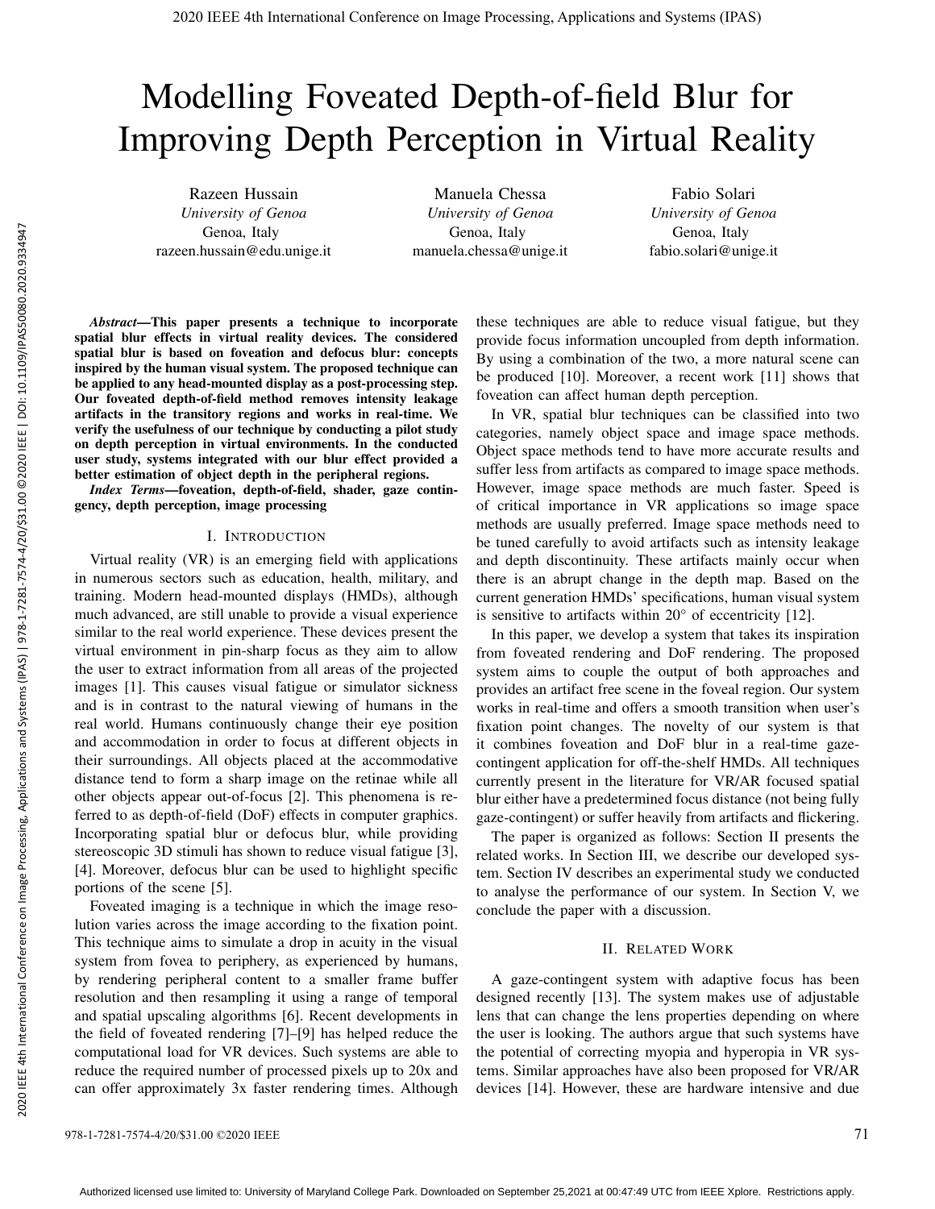# Modelling Foveated Depth-of-field Blur for Improving Depth Perception in Virtual Reality

Razeen Hussain
*University of Genoa*
Genoa, Italy
razeen.hussain@edu.unige.it

Manuela Chessa
*University of Genoa*
Genoa, Italy
manuela.chessa@unige.it

Fabio Solari
*University of Genoa*
Genoa, Italy
fabio.solari@unige.it

***Abstract*—This paper presents a technique to incorporate spatial blur effects in virtual reality devices. The considered spatial blur is based on foveation and defocus blur: concepts inspired by the human visual system. The proposed technique can be applied to any head-mounted display as a post-processing step. Our foveated depth-of-field method removes intensity leakage artifacts in the transitory regions and works in real-time. We verify the usefulness of our technique by conducting a pilot study on depth perception in virtual environments. In the conducted user study, systems integrated with our blur effect provided a better estimation of object depth in the peripheral regions.**

***Index Terms*—foveation, depth-of-field, shader, gaze contingency, depth perception, image processing**

## I. Introduction

Virtual reality (VR) is an emerging field with applications in numerous sectors such as education, health, military, and training. Modern head-mounted displays (HMDs), although much advanced, are still unable to provide a visual experience similar to the real world experience. These devices present the virtual environment in pin-sharp focus as they aim to allow the user to extract information from all areas of the projected images [1]. This causes visual fatigue or simulator sickness and is in contrast to the natural viewing of humans in the real world. Humans continuously change their eye position and accommodation in order to focus at different objects in their surroundings. All objects placed at the accommodative distance tend to form a sharp image on the retinae while all other objects appear out-of-focus [2]. This phenomena is referred to as depth-of-field (DoF) effects in computer graphics. Incorporating spatial blur or defocus blur, while providing stereoscopic 3D stimuli has shown to reduce visual fatigue [3], [4]. Moreover, defocus blur can be used to highlight specific portions of the scene [5].

Foveated imaging is a technique in which the image resolution varies across the image according to the fixation point. This technique aims to simulate a drop in acuity in the visual system from fovea to periphery, as experienced by humans, by rendering peripheral content to a smaller frame buffer resolution and then resampling it using a range of temporal and spatial upscaling algorithms [6]. Recent developments in the field of foveated rendering [7]–[9] has helped reduce the computational load for VR devices. Such systems are able to reduce the required number of processed pixels up to 20x and can offer approximately 3x faster rendering times. Although these techniques are able to reduce visual fatigue, but they provide focus information uncoupled from depth information. By using a combination of the two, a more natural scene can be produced [10]. Moreover, a recent work [11] shows that foveation can affect human depth perception.

In VR, spatial blur techniques can be classified into two categories, namely object space and image space methods. Object space methods tend to have more accurate results and suffer less from artifacts as compared to image space methods. However, image space methods are much faster. Speed is of critical importance in VR applications so image space methods are usually preferred. Image space methods need to be tuned carefully to avoid artifacts such as intensity leakage and depth discontinuity. These artifacts mainly occur when there is an abrupt change in the depth map. Based on the current generation HMDs' specifications, human visual system is sensitive to artifacts within $20^\circ$ of eccentricity [12].

In this paper, we develop a system that takes its inspiration from foveated rendering and DoF rendering. The proposed system aims to couple the output of both approaches and provides an artifact free scene in the foveal region. Our system works in real-time and offers a smooth transition when user's fixation point changes. The novelty of our system is that it combines foveation and DoF blur in a real-time gaze-contingent application for off-the-shelf HMDs. All techniques currently present in the literature for VR/AR focused spatial blur either have a predetermined focus distance (not being fully gaze-contingent) or suffer heavily from artifacts and flickering.

The paper is organized as follows: Section II presents the related works. In Section III, we describe our developed system. Section IV describes an experimental study we conducted to analyse the performance of our system. In Section V, we conclude the paper with a discussion.

## II. Related Work

A gaze-contingent system with adaptive focus has been designed recently [13]. The system makes use of adjustable lens that can change the lens properties depending on where the user is looking. The authors argue that such systems have the potential of correcting myopia and hyperopia in VR systems. Similar approaches have also been proposed for VR/AR devices [14]. However, these are hardware intensive and due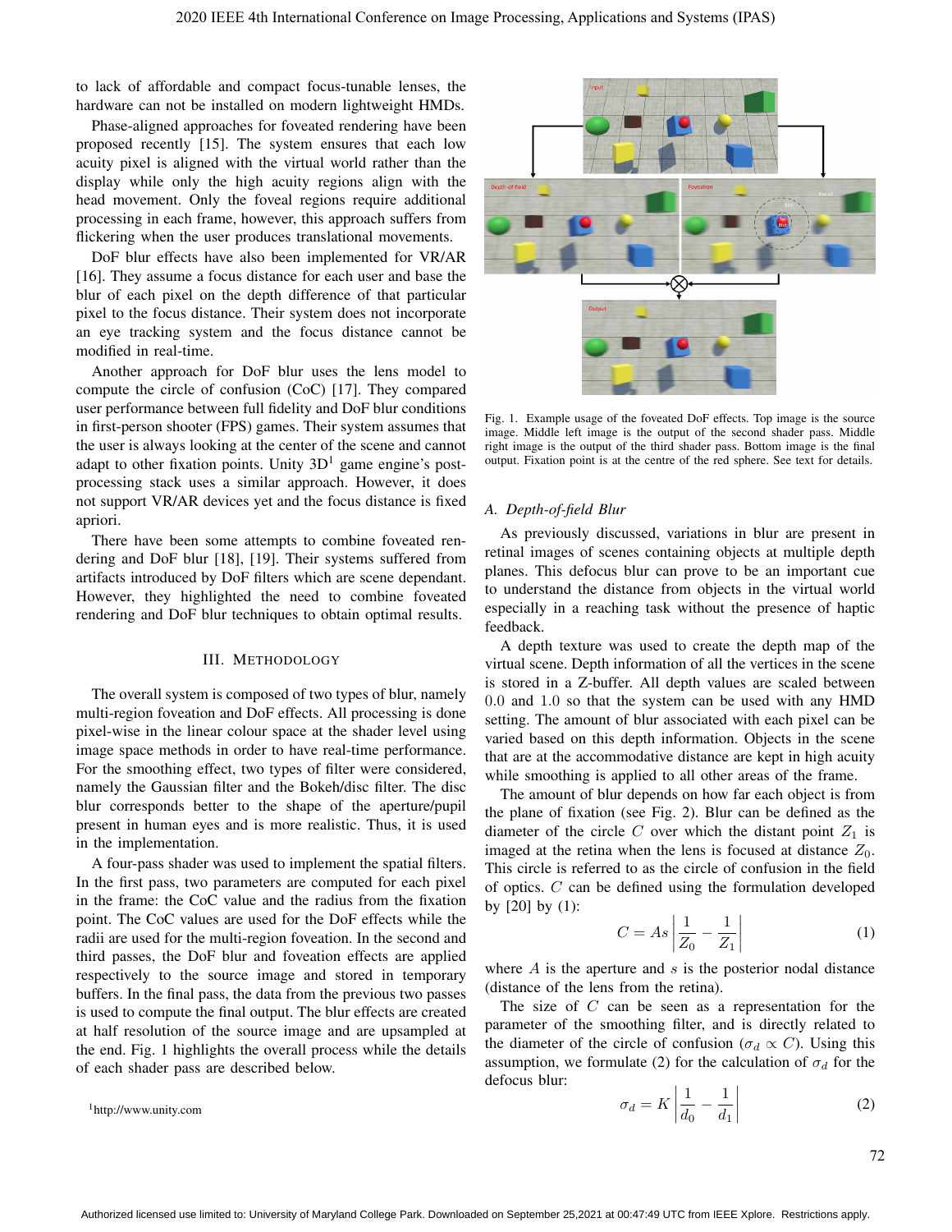to lack of affordable and compact focus-tunable lenses, the hardware can not be installed on modern lightweight HMDs.

Phase-aligned approaches for foveated rendering have been proposed recently [15]. The system ensures that each low acuity pixel is aligned with the virtual world rather than the display while only the high acuity regions align with the head movement. Only the foveal regions require additional processing in each frame, however, this approach suffers from flickering when the user produces translational movements.

DoF blur effects have also been implemented for VR/AR [16]. They assume a focus distance for each user and base the blur of each pixel on the depth difference of that particular pixel to the focus distance. Their system does not incorporate an eye tracking system and the focus distance cannot be modified in real-time.

Another approach for DoF blur uses the lens model to compute the circle of confusion (CoC) [17]. They compared user performance between full fidelity and DoF blur conditions in first-person shooter (FPS) games. Their system assumes that the user is always looking at the center of the scene and cannot adapt to other fixation points. Unity 3D[1] game engine's post-processing stack uses a similar approach. However, it does not support VR/AR devices yet and the focus distance is fixed apriori.

There have been some attempts to combine foveated rendering and DoF blur [18], [19]. Their systems suffered from artifacts introduced by DoF filters which are scene dependant. However, they highlighted the need to combine foveated rendering and DoF blur techniques to obtain optimal results.

## III. Methodology

The overall system is composed of two types of blur, namely multi-region foveation and DoF effects. All processing is done pixel-wise in the linear colour space at the shader level using image space methods in order to have real-time performance. For the smoothing effect, two types of filter were considered, namely the Gaussian filter and the Bokeh/disc filter. The disc blur corresponds better to the shape of the aperture/pupil present in human eyes and is more realistic. Thus, it is used in the implementation.

A four-pass shader was used to implement the spatial filters. In the first pass, two parameters are computed for each pixel in the frame: the CoC value and the radius from the fixation point. The CoC values are used for the DoF effects while the radii are used for the multi-region foveation. In the second and third passes, the DoF blur and foveation effects are applied respectively to the source image and stored in temporary buffers. In the final pass, the data from the previous two passes is used to compute the final output. The blur effects are created at half resolution of the source image and are upsampled at the end. Fig. 1 highlights the overall process while the details of each shader pass are described below.

[1] http://www.unity.com

Fig. 1. Example usage of the foveated DoF effects. Top image is the source image. Middle left image is the output of the second shader pass. Middle right image is the output of the third shader pass. Bottom image is the final output. Fixation point is at the centre of the red sphere. See text for details.

### A. Depth-of-field Blur

As previously discussed, variations in blur are present in retinal images of scenes containing objects at multiple depth planes. This defocus blur can prove to be an important cue to understand the distance from objects in the virtual world especially in a reaching task without the presence of haptic feedback.

A depth texture was used to create the depth map of the virtual scene. Depth information of all the vertices in the scene is stored in a Z-buffer. All depth values are scaled between $0.0$ and $1.0$ so that the system can be used with any HMD setting. The amount of blur associated with each pixel can be varied based on this depth information. Objects in the scene that are at the accommodative distance are kept in high acuity while smoothing is applied to all other areas of the frame.

The amount of blur depends on how far each object is from the plane of fixation (see Fig. 2). Blur can be defined as the diameter of the circle $C$ over which the distant point $Z_1$ is imaged at the retina when the lens is focused at distance $Z_0$. This circle is referred to as the circle of confusion in the field of optics. $C$ can be defined using the formulation developed by [20] by (1):

$$C = As\left|\frac{1}{Z_0} - \frac{1}{Z_1}\right| \tag{1}$$

where $A$ is the aperture and $s$ is the posterior nodal distance (distance of the lens from the retina).

The size of $C$ can be seen as a representation for the parameter of the smoothing filter, and is directly related to the diameter of the circle of confusion ($\sigma_d \propto C$). Using this assumption, we formulate (2) for the calculation of $\sigma_d$ for the defocus blur:

$$\sigma_d = K\left|\frac{1}{d_0} - \frac{1}{d_1}\right| \tag{2}$$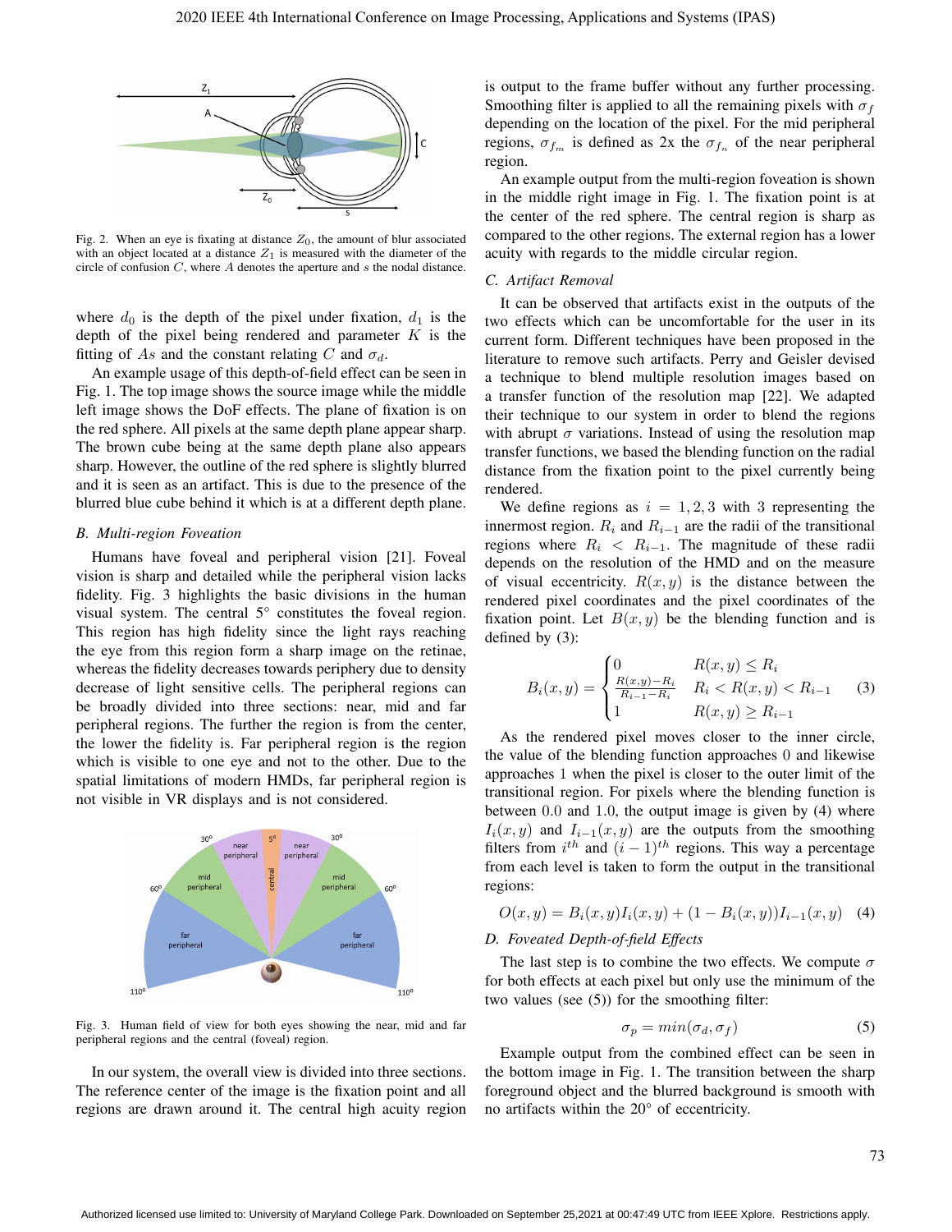Fig. 2. When an eye is fixating at distance $Z_0$, the amount of blur associated with an object located at a distance $Z_1$ is measured with the diameter of the circle of confusion $C$, where $A$ denotes the aperture and $s$ the nodal distance.

where $d_0$ is the depth of the pixel under fixation, $d_1$ is the depth of the pixel being rendered and parameter $K$ is the fitting of $As$ and the constant relating $C$ and $\sigma_d$.

An example usage of this depth-of-field effect can be seen in Fig. 1. The top image shows the source image while the middle left image shows the DoF effects. The plane of fixation is on the red sphere. All pixels at the same depth plane appear sharp. The brown cube being at the same depth plane also appears sharp. However, the outline of the red sphere is slightly blurred and it is seen as an artifact. This is due to the presence of the blurred blue cube behind it which is at a different depth plane.

### B. Multi-region Foveation

Humans have foveal and peripheral vision [21]. Foveal vision is sharp and detailed while the peripheral vision lacks fidelity. Fig. 3 highlights the basic divisions in the human visual system. The central 5° constitutes the foveal region. This region has high fidelity since the light rays reaching the eye from this region form a sharp image on the retinae, whereas the fidelity decreases towards periphery due to density decrease of light sensitive cells. The peripheral regions can be broadly divided into three sections: near, mid and far peripheral regions. The further the region is from the center, the lower the fidelity is. Far peripheral region is the region which is visible to one eye and not to the other. Due to the spatial limitations of modern HMDs, far peripheral region is not visible in VR displays and is not considered.

Fig. 3. Human field of view for both eyes showing the near, mid and far peripheral regions and the central (foveal) region.

In our system, the overall view is divided into three sections. The reference center of the image is the fixation point and all regions are drawn around it. The central high acuity region is output to the frame buffer without any further processing. Smoothing filter is applied to all the remaining pixels with $\sigma_f$ depending on the location of the pixel. For the mid peripheral regions, $\sigma_{f_m}$ is defined as 2x the $\sigma_{f_n}$ of the near peripheral region.

An example output from the multi-region foveation is shown in the middle right image in Fig. 1. The fixation point is at the center of the red sphere. The central region is sharp as compared to the other regions. The external region has a lower acuity with regards to the middle circular region.

### C. Artifact Removal

It can be observed that artifacts exist in the outputs of the two effects which can be uncomfortable for the user in its current form. Different techniques have been proposed in the literature to remove such artifacts. Perry and Geisler devised a technique to blend multiple resolution images based on a transfer function of the resolution map [22]. We adapted their technique to our system in order to blend the regions with abrupt $\sigma$ variations. Instead of using the resolution map transfer functions, we based the blending function on the radial distance from the fixation point to the pixel currently being rendered.

We define regions as $i = 1, 2, 3$ with 3 representing the innermost region. $R_i$ and $R_{i-1}$ are the radii of the transitional regions where $R_i < R_{i-1}$. The magnitude of these radii depends on the resolution of the HMD and on the measure of visual eccentricity. $R(x, y)$ is the distance between the rendered pixel coordinates and the pixel coordinates of the fixation point. Let $B(x, y)$ be the blending function and is defined by (3):

$$B_i(x, y) = \begin{cases} 0 & R(x, y) \leq R_i \\ \frac{R(x,y) - R_i}{R_{i-1} - R_i} & R_i < R(x, y) < R_{i-1} \\ 1 & R(x, y) \geq R_{i-1} \end{cases} \quad (3)$$

As the rendered pixel moves closer to the inner circle, the value of the blending function approaches 0 and likewise approaches 1 when the pixel is closer to the outer limit of the transitional region. For pixels where the blending function is between 0.0 and 1.0, the output image is given by (4) where $I_i(x, y)$ and $I_{i-1}(x, y)$ are the outputs from the smoothing filters from $i^{th}$ and $(i-1)^{th}$ regions. This way a percentage from each level is taken to form the output in the transitional regions:

$$O(x, y) = B_i(x, y) I_i(x, y) + (1 - B_i(x, y)) I_{i-1}(x, y) \quad (4)$$

### D. Foveated Depth-of-field Effects

The last step is to combine the two effects. We compute $\sigma$ for both effects at each pixel but only use the minimum of the two values (see (5)) for the smoothing filter:

$$\sigma_p = min(\sigma_d, \sigma_f) \quad (5)$$

Example output from the combined effect can be seen in the bottom image in Fig. 1. The transition between the sharp foreground object and the blurred background is smooth with no artifacts within the 20° of eccentricity.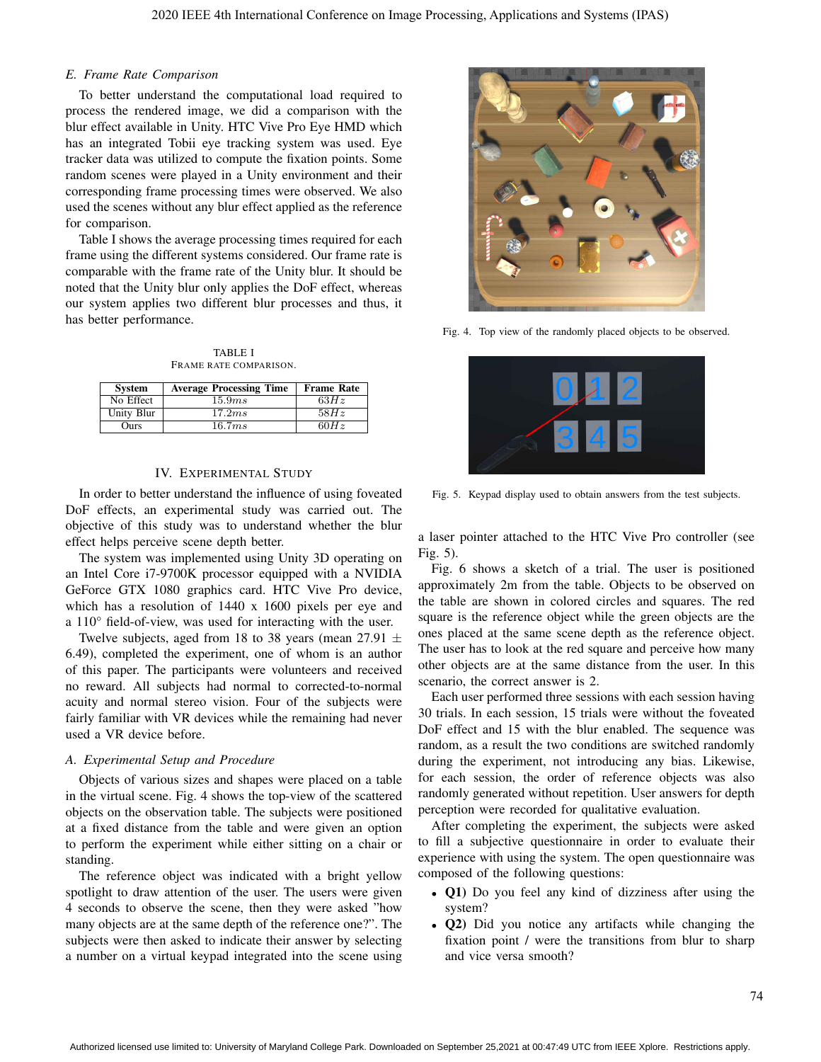### E. Frame Rate Comparison

To better understand the computational load required to process the rendered image, we did a comparison with the blur effect available in Unity. HTC Vive Pro Eye HMD which has an integrated Tobii eye tracking system was used. Eye tracker data was utilized to compute the fixation points. Some random scenes were played in a Unity environment and their corresponding frame processing times were observed. We also used the scenes without any blur effect applied as the reference for comparison.

Table I shows the average processing times required for each frame using the different systems considered. Our frame rate is comparable with the frame rate of the Unity blur. It should be noted that the Unity blur only applies the DoF effect, whereas our system applies two different blur processes and thus, it has better performance.

TABLE I
FRAME RATE COMPARISON.

| System | Average Processing Time | Frame Rate |
|---|---|---|
| No Effect | $15.9ms$ | $63Hz$ |
| Unity Blur | $17.2ms$ | $58Hz$ |
| Ours | $16.7ms$ | $60Hz$ |

## IV. EXPERIMENTAL STUDY

In order to better understand the influence of using foveated DoF effects, an experimental study was carried out. The objective of this study was to understand whether the blur effect helps perceive scene depth better.

The system was implemented using Unity 3D operating on an Intel Core i7-9700K processor equipped with a NVIDIA GeForce GTX 1080 graphics card. HTC Vive Pro device, which has a resolution of 1440 x 1600 pixels per eye and a 110° field-of-view, was used for interacting with the user.

Twelve subjects, aged from 18 to 38 years (mean 27.91 $\pm$ 6.49), completed the experiment, one of whom is an author of this paper. The participants were volunteers and received no reward. All subjects had normal to corrected-to-normal acuity and normal stereo vision. Four of the subjects were fairly familiar with VR devices while the remaining had never used a VR device before.

### A. Experimental Setup and Procedure

Objects of various sizes and shapes were placed on a table in the virtual scene. Fig. 4 shows the top-view of the scattered objects on the observation table. The subjects were positioned at a fixed distance from the table and were given an option to perform the experiment while either sitting on a chair or standing.

The reference object was indicated with a bright yellow spotlight to draw attention of the user. The users were given 4 seconds to observe the scene, then they were asked "how many objects are at the same depth of the reference one?". The subjects were then asked to indicate their answer by selecting a number on a virtual keypad integrated into the scene using a laser pointer attached to the HTC Vive Pro controller (see Fig. 5).

Fig. 4. Top view of the randomly placed objects to be observed.

Fig. 5. Keypad display used to obtain answers from the test subjects.

Fig. 6 shows a sketch of a trial. The user is positioned approximately 2m from the table. Objects to be observed on the table are shown in colored circles and squares. The red square is the reference object while the green objects are the ones placed at the same scene depth as the reference object. The user has to look at the red square and perceive how many other objects are at the same distance from the user. In this scenario, the correct answer is 2.

Each user performed three sessions with each session having 30 trials. In each session, 15 trials were without the foveated DoF effect and 15 with the blur enabled. The sequence was random, as a result the two conditions are switched randomly during the experiment, not introducing any bias. Likewise, for each session, the order of reference objects was also randomly generated without repetition. User answers for depth perception were recorded for qualitative evaluation.

After completing the experiment, the subjects were asked to fill a subjective questionnaire in order to evaluate their experience with using the system. The open questionnaire was composed of the following questions:

- **Q1)** Do you feel any kind of dizziness after using the system?
- **Q2)** Did you notice any artifacts while changing the fixation point / were the transitions from blur to sharp and vice versa smooth?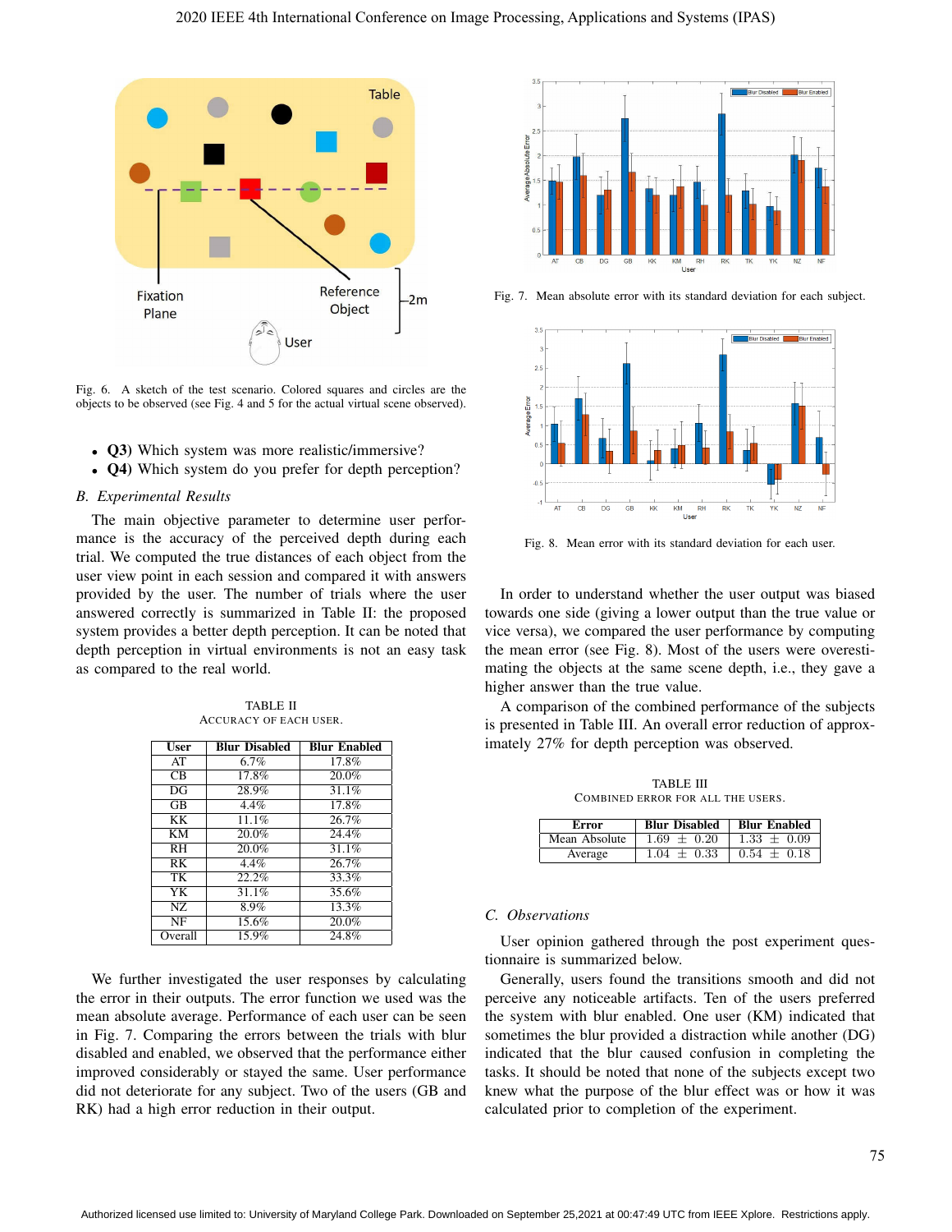Fig. 6. A sketch of the test scenario. Colored squares and circles are the objects to be observed (see Fig. 4 and 5 for the actual virtual scene observed).

- **Q3)** Which system was more realistic/immersive?
- **Q4)** Which system do you prefer for depth perception?

### *B. Experimental Results*

The main objective parameter to determine user performance is the accuracy of the perceived depth during each trial. We computed the true distances of each object from the user view point in each session and compared it with answers provided by the user. The number of trials where the user answered correctly is summarized in Table II: the proposed system provides a better depth perception. It can be noted that depth perception in virtual environments is not an easy task as compared to the real world.

TABLE II
ACCURACY OF EACH USER.

| User | Blur Disabled | Blur Enabled |
|---|---|---|
| AT | 6.7% | 17.8% |
| CB | 17.8% | 20.0% |
| DG | 28.9% | 31.1% |
| GB | 4.4% | 17.8% |
| KK | 11.1% | 26.7% |
| KM | 20.0% | 24.4% |
| RH | 20.0% | 31.1% |
| RK | 4.4% | 26.7% |
| TK | 22.2% | 33.3% |
| YK | 31.1% | 35.6% |
| NZ | 8.9% | 13.3% |
| NF | 15.6% | 20.0% |
| Overall | 15.9% | 24.8% |

We further investigated the user responses by calculating the error in their outputs. The error function we used was the mean absolute average. Performance of each user can be seen in Fig. 7. Comparing the errors between the trials with blur disabled and enabled, we observed that the performance either improved considerably or stayed the same. User performance did not deteriorate for any subject. Two of the users (GB and RK) had a high error reduction in their output.

Fig. 7. Mean absolute error with its standard deviation for each subject.

Fig. 8. Mean error with its standard deviation for each user.

In order to understand whether the user output was biased towards one side (giving a lower output than the true value or vice versa), we compared the user performance by computing the mean error (see Fig. 8). Most of the users were overestimating the objects at the same scene depth, i.e., they gave a higher answer than the true value.

A comparison of the combined performance of the subjects is presented in Table III. An overall error reduction of approximately 27% for depth perception was observed.

TABLE III
COMBINED ERROR FOR ALL THE USERS.

| Error | Blur Disabled | Blur Enabled |
|---|---|---|
| Mean Absolute | $1.69 \pm 0.20$ | $1.33 \pm 0.09$ |
| Average | $1.04 \pm 0.33$ | $0.54 \pm 0.18$ |

### *C. Observations*

User opinion gathered through the post experiment questionnaire is summarized below.

Generally, users found the transitions smooth and did not perceive any noticeable artifacts. Ten of the users preferred the system with blur enabled. One user (KM) indicated that sometimes the blur provided a distraction while another (DG) indicated that the blur caused confusion in completing the tasks. It should be noted that none of the subjects except two knew what the purpose of the blur effect was or how it was calculated prior to completion of the experiment.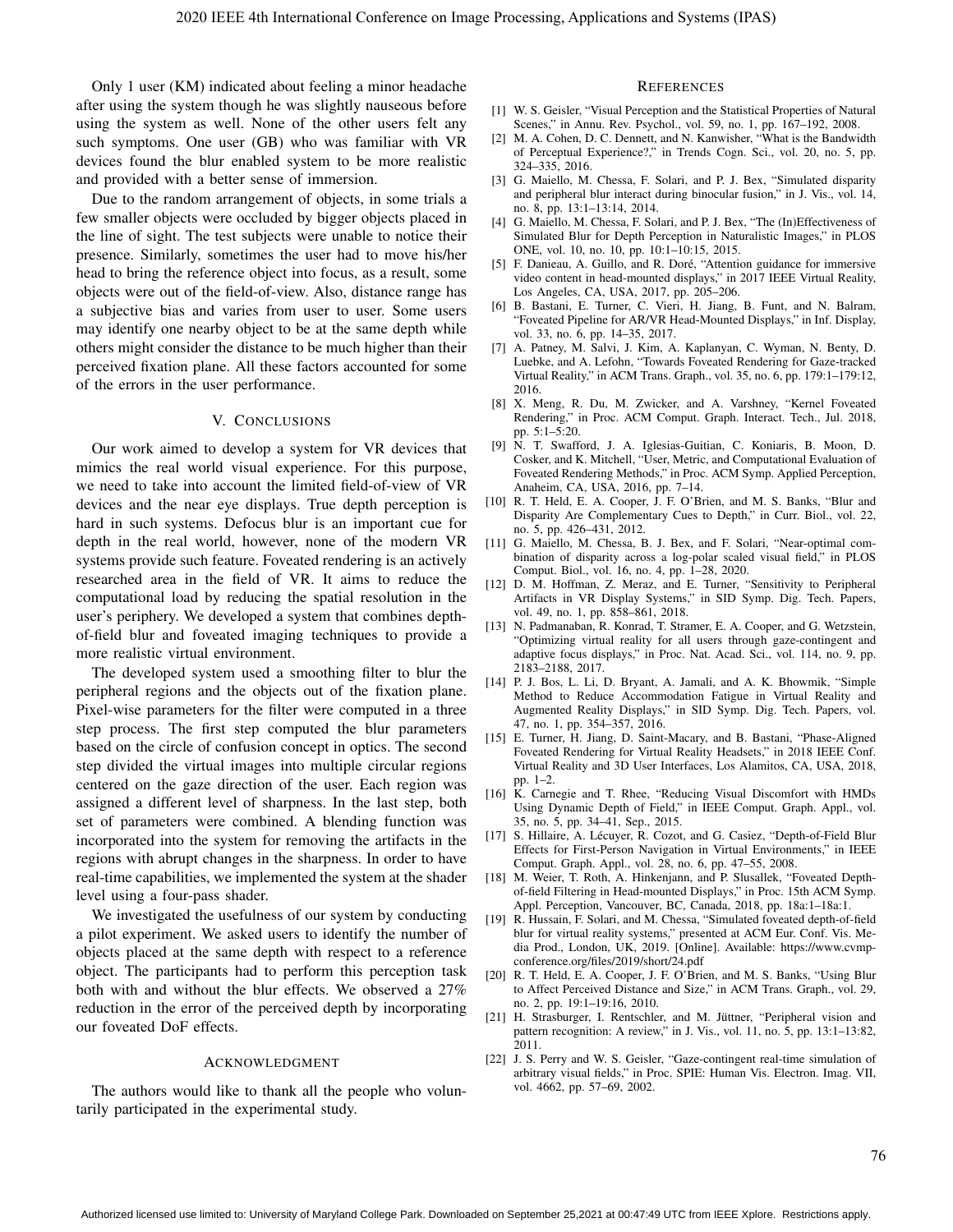Only 1 user (KM) indicated about feeling a minor headache after using the system though he was slightly nauseous before using the system as well. None of the other users felt any such symptoms. One user (GB) who was familiar with VR devices found the blur enabled system to be more realistic and provided with a better sense of immersion.

Due to the random arrangement of objects, in some trials a few smaller objects were occluded by bigger objects placed in the line of sight. The test subjects were unable to notice their presence. Similarly, sometimes the user had to move his/her head to bring the reference object into focus, as a result, some objects were out of the field-of-view. Also, distance range has a subjective bias and varies from user to user. Some users may identify one nearby object to be at the same depth while others might consider the distance to be much higher than their perceived fixation plane. All these factors accounted for some of the errors in the user performance.

## V. Conclusions

Our work aimed to develop a system for VR devices that mimics the real world visual experience. For this purpose, we need to take into account the limited field-of-view of VR devices and the near eye displays. True depth perception is hard in such systems. Defocus blur is an important cue for depth in the real world, however, none of the modern VR systems provide such feature. Foveated rendering is an actively researched area in the field of VR. It aims to reduce the computational load by reducing the spatial resolution in the user's periphery. We developed a system that combines depth-of-field blur and foveated imaging techniques to provide a more realistic virtual environment.

The developed system used a smoothing filter to blur the peripheral regions and the objects out of the fixation plane. Pixel-wise parameters for the filter were computed in a three step process. The first step computed the blur parameters based on the circle of confusion concept in optics. The second step divided the virtual images into multiple circular regions centered on the gaze direction of the user. Each region was assigned a different level of sharpness. In the last step, both set of parameters were combined. A blending function was incorporated into the system for removing the artifacts in the regions with abrupt changes in the sharpness. In order to have real-time capabilities, we implemented the system at the shader level using a four-pass shader.

We investigated the usefulness of our system by conducting a pilot experiment. We asked users to identify the number of objects placed at the same depth with respect to a reference object. The participants had to perform this perception task both with and without the blur effects. We observed a 27% reduction in the error of the perceived depth by incorporating our foveated DoF effects.

## Acknowledgment

The authors would like to thank all the people who voluntarily participated in the experimental study.

## References

[1] W. S. Geisler, "Visual Perception and the Statistical Properties of Natural Scenes," in Annu. Rev. Psychol., vol. 59, no. 1, pp. 167–192, 2008.

[2] M. A. Cohen, D. C. Dennett, and N. Kanwisher, "What is the Bandwidth of Perceptual Experience?," in Trends Cogn. Sci., vol. 20, no. 5, pp. 324–335, 2016.

[3] G. Maiello, M. Chessa, F. Solari, and P. J. Bex, "Simulated disparity and peripheral blur interact during binocular fusion," in J. Vis., vol. 14, no. 8, pp. 13:1–13:14, 2014.

[4] G. Maiello, M. Chessa, F. Solari, and P. J. Bex, "The (In)Effectiveness of Simulated Blur for Depth Perception in Naturalistic Images," in PLOS ONE, vol. 10, no. 10, pp. 10:1–10:15, 2015.

[5] F. Danieau, A. Guillo, and R. Doré, "Attention guidance for immersive video content in head-mounted displays," in 2017 IEEE Virtual Reality, Los Angeles, CA, USA, 2017, pp. 205–206.

[6] B. Bastani, E. Turner, C. Vieri, H. Jiang, B. Funt, and N. Balram, "Foveated Pipeline for AR/VR Head-Mounted Displays," in Inf. Display, vol. 33, no. 6, pp. 14–35, 2017.

[7] A. Patney, M. Salvi, J. Kim, A. Kaplanyan, C. Wyman, N. Benty, D. Luebke, and A. Lefohn, "Towards Foveated Rendering for Gaze-tracked Virtual Reality," in ACM Trans. Graph., vol. 35, no. 6, pp. 179:1–179:12, 2016.

[8] X. Meng, R. Du, M. Zwicker, and A. Varshney, "Kernel Foveated Rendering," in Proc. ACM Comput. Graph. Interact. Tech., Jul. 2018, pp. 5:1–5:20.

[9] N. T. Swafford, J. A. Iglesias-Guitian, C. Koniaris, B. Moon, D. Cosker, and K. Mitchell, "User, Metric, and Computational Evaluation of Foveated Rendering Methods," in Proc. ACM Symp. Applied Perception, Anaheim, CA, USA, 2016, pp. 7–14.

[10] R. T. Held, E. A. Cooper, J. F. O'Brien, and M. S. Banks, "Blur and Disparity Are Complementary Cues to Depth," in Curr. Biol., vol. 22, no. 5, pp. 426–431, 2012.

[11] G. Maiello, M. Chessa, B. J. Bex, and F. Solari, "Near-optimal combination of disparity across a log-polar scaled visual field," in PLOS Comput. Biol., vol. 16, no. 4, pp. 1–28, 2020.

[12] D. M. Hoffman, Z. Meraz, and E. Turner, "Sensitivity to Peripheral Artifacts in VR Display Systems," in SID Symp. Dig. Tech. Papers, vol. 49, no. 1, pp. 858–861, 2018.

[13] N. Padmanaban, R. Konrad, T. Stramer, E. A. Cooper, and G. Wetzstein, "Optimizing virtual reality for all users through gaze-contingent and adaptive focus displays," in Proc. Nat. Acad. Sci., vol. 114, no. 9, pp. 2183–2188, 2017.

[14] P. J. Bos, L. Li, D. Bryant, A. Jamali, and A. K. Bhowmik, "Simple Method to Reduce Accommodation Fatigue in Virtual Reality and Augmented Reality Displays," in SID Symp. Dig. Tech. Papers, vol. 47, no. 1, pp. 354–357, 2016.

[15] E. Turner, H. Jiang, D. Saint-Macary, and B. Bastani, "Phase-Aligned Foveated Rendering for Virtual Reality Headsets," in 2018 IEEE Conf. Virtual Reality and 3D User Interfaces, Los Alamitos, CA, USA, 2018, pp. 1–2.

[16] K. Carnegie and T. Rhee, "Reducing Visual Discomfort with HMDs Using Dynamic Depth of Field," in IEEE Comput. Graph. Appl., vol. 35, no. 5, pp. 34–41, Sep., 2015.

[17] S. Hillaire, A. Lécuyer, R. Cozot, and G. Casiez, "Depth-of-Field Blur Effects for First-Person Navigation in Virtual Environments," in IEEE Comput. Graph. Appl., vol. 28, no. 6, pp. 47–55, 2008.

[18] M. Weier, T. Roth, A. Hinkenjann, and P. Slusallek, "Foveated Depth-of-field Filtering in Head-mounted Displays," in Proc. 15th ACM Symp. Appl. Perception, Vancouver, BC, Canada, 2018, pp. 18a:1–18a:1.

[19] R. Hussain, F. Solari, and M. Chessa, "Simulated foveated depth-of-field blur for virtual reality systems," presented at ACM Eur. Conf. Vis. Media Prod., London, UK, 2019. [Online]. Available: https://www.cvmp-conference.org/files/2019/short/24.pdf

[20] R. T. Held, E. A. Cooper, J. F. O'Brien, and M. S. Banks, "Using Blur to Affect Perceived Distance and Size," in ACM Trans. Graph., vol. 29, no. 2, pp. 19:1–19:16, 2010.

[21] H. Strasburger, I. Rentschler, and M. Jüttner, "Peripheral vision and pattern recognition: A review," in J. Vis., vol. 11, no. 5, pp. 13:1–13:82, 2011.

[22] J. S. Perry and W. S. Geisler, "Gaze-contingent real-time simulation of arbitrary visual fields," in Proc. SPIE: Human Vis. Electron. Imag. VII, vol. 4662, pp. 57–69, 2002.